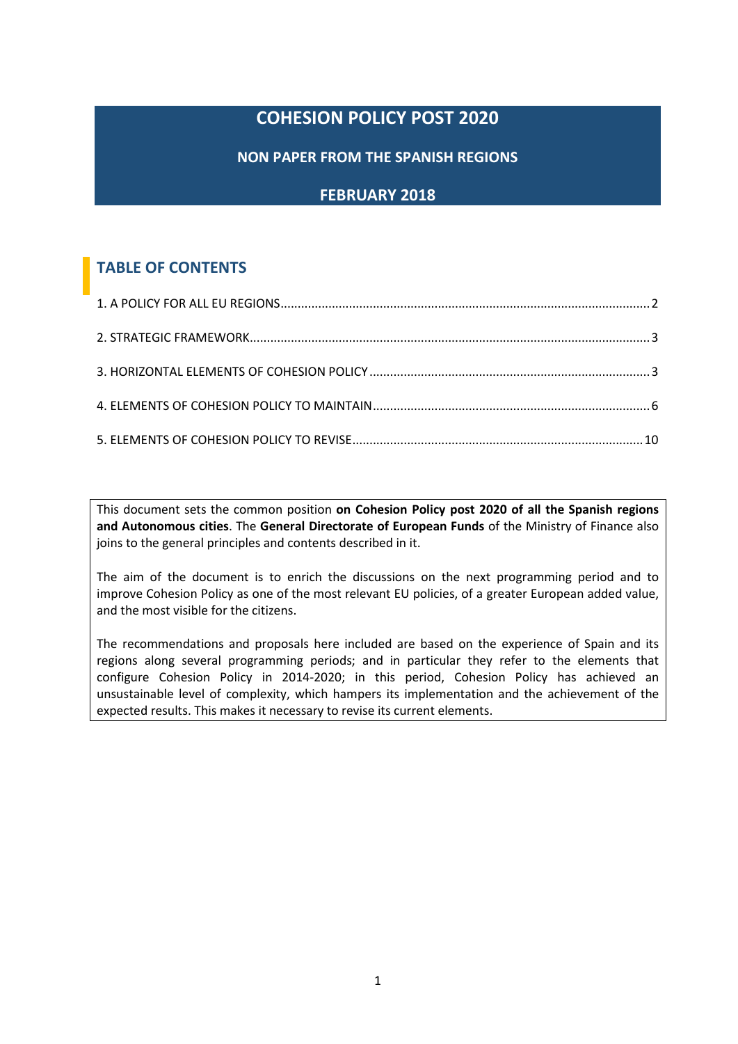# COHESION POLICY POST 2020

## NON PAPER FROM THE SPANISH REGIONS

## FEBRUARY 2018

## TABLE OF CONTENTS

1. A POLICY FOR ALL EU REGIONS ........................................................................................................ 2

2. STRATEGIC FRAMEWORK.................................................................................................................. 3

3. HORIZONTAL ELEMENTS OF COHESION POLICY ................................................................................ 3

4. ELEMENTS OF COHESION POLICY TO MAINTAIN ................................................................................ 6

5. ELEMENTS OF COHESION POLICY TO REVISE .................................................................................... 10

This document sets the common position **on Cohesion Policy post 2020 of all the Spanish regions and Autonomous cities**. The **General Directorate of European Funds** of the Ministry of Finance also joins to the general principles and contents described in it.

The aim of the document is to enrich the discussions on the next programming period and to improve Cohesion Policy as one of the most relevant EU policies, of a greater European added value, and the most visible for the citizens.

The recommendations and proposals here included are based on the experience of Spain and its regions along several programming periods; and in particular they refer to the elements that configure Cohesion Policy in 2014-2020; in this period, Cohesion Policy has achieved an unsustainable level of complexity, which hampers its implementation and the achievement of the expected results. This makes it necessary to revise its current elements.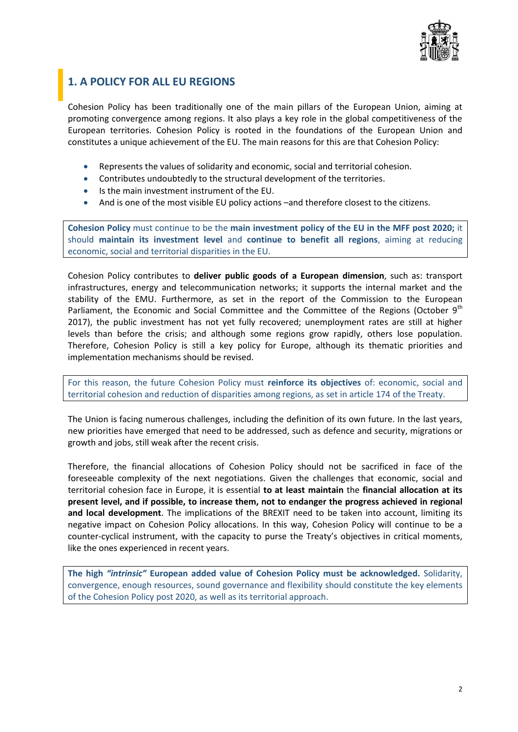## 1. A POLICY FOR ALL EU REGIONS

Cohesion Policy has been traditionally one of the main pillars of the European Union, aiming at promoting convergence among regions. It also plays a key role in the global competitiveness of the European territories. Cohesion Policy is rooted in the foundations of the European Union and constitutes a unique achievement of the EU. The main reasons for this are that Cohesion Policy:

- Represents the values of solidarity and economic, social and territorial cohesion.
- Contributes undoubtedly to the structural development of the territories.
- Is the main investment instrument of the EU.
- And is one of the most visible EU policy actions –and therefore closest to the citizens.

**Cohesion Policy** must continue to be the **main investment policy of the EU in the MFF post 2020;** it should **maintain its investment level** and **continue to benefit all regions**, aiming at reducing economic, social and territorial disparities in the EU.

Cohesion Policy contributes to **deliver public goods of a European dimension**, such as: transport infrastructures, energy and telecommunication networks; it supports the internal market and the stability of the EMU. Furthermore, as set in the report of the Commission to the European Parliament, the Economic and Social Committee and the Committee of the Regions (October 9th 2017), the public investment has not yet fully recovered; unemployment rates are still at higher levels than before the crisis; and although some regions grow rapidly, others lose population. Therefore, Cohesion Policy is still a key policy for Europe, although its thematic priorities and implementation mechanisms should be revised.

For this reason, the future Cohesion Policy must **reinforce its objectives** of: economic, social and territorial cohesion and reduction of disparities among regions, as set in article 174 of the Treaty.

The Union is facing numerous challenges, including the definition of its own future. In the last years, new priorities have emerged that need to be addressed, such as defence and security, migrations or growth and jobs, still weak after the recent crisis.

Therefore, the financial allocations of Cohesion Policy should not be sacrificed in face of the foreseeable complexity of the next negotiations. Given the challenges that economic, social and territorial cohesion face in Europe, it is essential **to at least maintain** the **financial allocation at its present level, and if possible, to increase them, not to endanger the progress achieved in regional and local development**. The implications of the BREXIT need to be taken into account, limiting its negative impact on Cohesion Policy allocations. In this way, Cohesion Policy will continue to be a counter-cyclical instrument, with the capacity to purse the Treaty's objectives in critical moments, like the ones experienced in recent years.

**The high *"intrinsic"* European added value of Cohesion Policy must be acknowledged.** Solidarity, convergence, enough resources, sound governance and flexibility should constitute the key elements of the Cohesion Policy post 2020, as well as its territorial approach.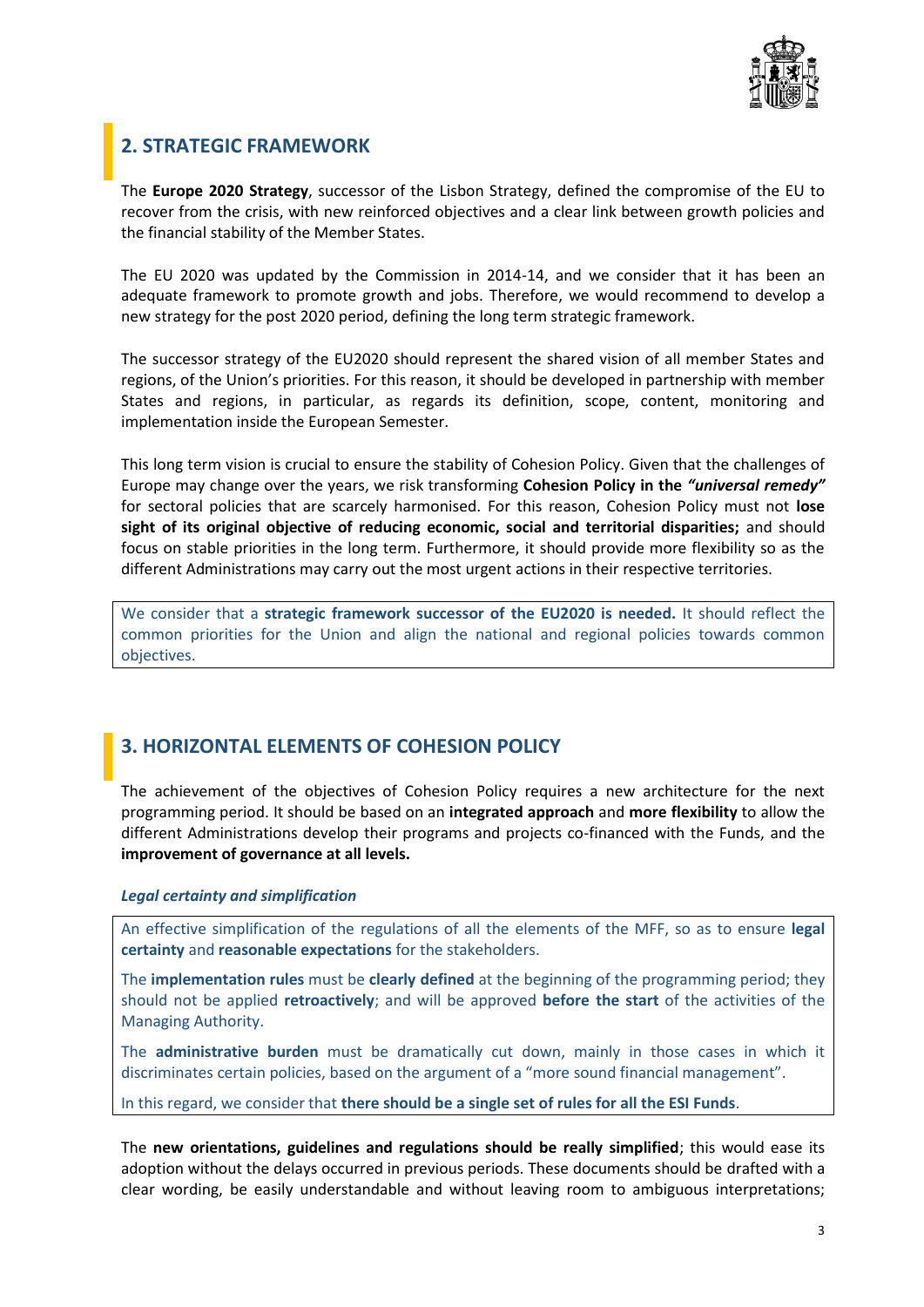## 2. STRATEGIC FRAMEWORK

The **Europe 2020 Strategy**, successor of the Lisbon Strategy, defined the compromise of the EU to recover from the crisis, with new reinforced objectives and a clear link between growth policies and the financial stability of the Member States.

The EU 2020 was updated by the Commission in 2014-14, and we consider that it has been an adequate framework to promote growth and jobs. Therefore, we would recommend to develop a new strategy for the post 2020 period, defining the long term strategic framework.

The successor strategy of the EU2020 should represent the shared vision of all member States and regions, of the Union's priorities. For this reason, it should be developed in partnership with member States and regions, in particular, as regards its definition, scope, content, monitoring and implementation inside the European Semester.

This long term vision is crucial to ensure the stability of Cohesion Policy. Given that the challenges of Europe may change over the years, we risk transforming **Cohesion Policy in the *"universal remedy"*** for sectoral policies that are scarcely harmonised. For this reason, Cohesion Policy must not **lose sight of its original objective of reducing economic, social and territorial disparities;** and should focus on stable priorities in the long term. Furthermore, it should provide more flexibility so as the different Administrations may carry out the most urgent actions in their respective territories.

We consider that a **strategic framework successor of the EU2020 is needed.** It should reflect the common priorities for the Union and align the national and regional policies towards common objectives.

## 3. HORIZONTAL ELEMENTS OF COHESION POLICY

The achievement of the objectives of Cohesion Policy requires a new architecture for the next programming period. It should be based on an **integrated approach** and **more flexibility** to allow the different Administrations develop their programs and projects co-financed with the Funds, and the **improvement of governance at all levels.**

### *Legal certainty and simplification*

An effective simplification of the regulations of all the elements of the MFF, so as to ensure **legal certainty** and **reasonable expectations** for the stakeholders.

The **implementation rules** must be **clearly defined** at the beginning of the programming period; they should not be applied **retroactively**; and will be approved **before the start** of the activities of the Managing Authority.

The **administrative burden** must be dramatically cut down, mainly in those cases in which it discriminates certain policies, based on the argument of a "more sound financial management".

In this regard, we consider that **there should be a single set of rules for all the ESI Funds**.

The **new orientations, guidelines and regulations should be really simplified**; this would ease its adoption without the delays occurred in previous periods. These documents should be drafted with a clear wording, be easily understandable and without leaving room to ambiguous interpretations;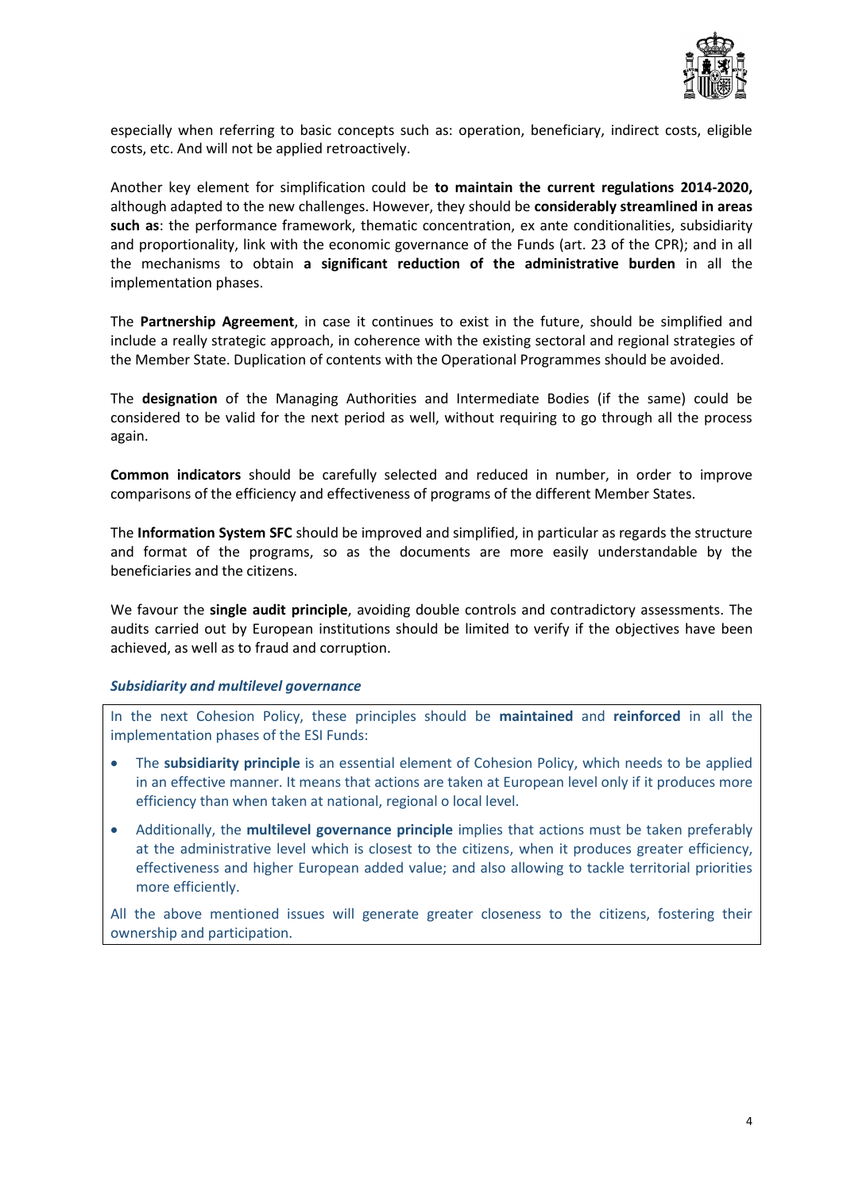especially when referring to basic concepts such as: operation, beneficiary, indirect costs, eligible costs, etc. And will not be applied retroactively.

Another key element for simplification could be **to maintain the current regulations 2014-2020,** although adapted to the new challenges. However, they should be **considerably streamlined in areas such as**: the performance framework, thematic concentration, ex ante conditionalities, subsidiarity and proportionality, link with the economic governance of the Funds (art. 23 of the CPR); and in all the mechanisms to obtain **a significant reduction of the administrative burden** in all the implementation phases.

The **Partnership Agreement**, in case it continues to exist in the future, should be simplified and include a really strategic approach, in coherence with the existing sectoral and regional strategies of the Member State. Duplication of contents with the Operational Programmes should be avoided.

The **designation** of the Managing Authorities and Intermediate Bodies (if the same) could be considered to be valid for the next period as well, without requiring to go through all the process again.

**Common indicators** should be carefully selected and reduced in number, in order to improve comparisons of the efficiency and effectiveness of programs of the different Member States.

The **Information System SFC** should be improved and simplified, in particular as regards the structure and format of the programs, so as the documents are more easily understandable by the beneficiaries and the citizens.

We favour the **single audit principle**, avoiding double controls and contradictory assessments. The audits carried out by European institutions should be limited to verify if the objectives have been achieved, as well as to fraud and corruption.

***Subsidiarity and multilevel governance***

In the next Cohesion Policy, these principles should be **maintained** and **reinforced** in all the implementation phases of the ESI Funds:

- The **subsidiarity principle** is an essential element of Cohesion Policy, which needs to be applied in an effective manner. It means that actions are taken at European level only if it produces more efficiency than when taken at national, regional o local level.
- Additionally, the **multilevel governance principle** implies that actions must be taken preferably at the administrative level which is closest to the citizens, when it produces greater efficiency, effectiveness and higher European added value; and also allowing to tackle territorial priorities more efficiently.

All the above mentioned issues will generate greater closeness to the citizens, fostering their ownership and participation.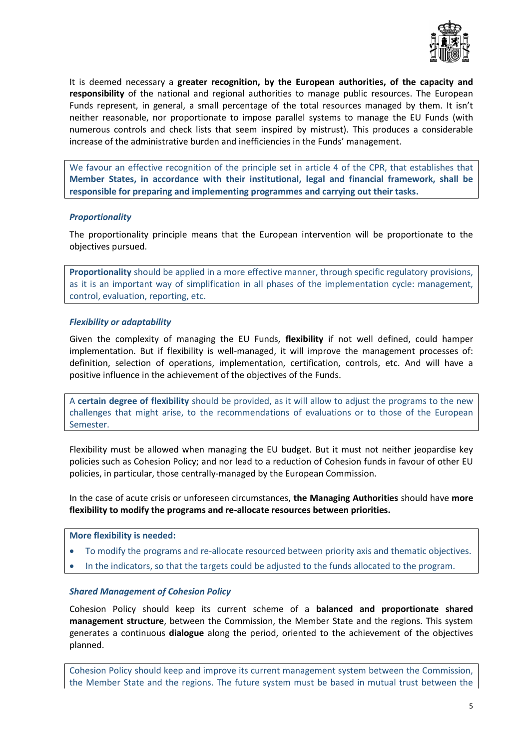It is deemed necessary a **greater recognition, by the European authorities, of the capacity and responsibility** of the national and regional authorities to manage public resources. The European Funds represent, in general, a small percentage of the total resources managed by them. It isn't neither reasonable, nor proportionate to impose parallel systems to manage the EU Funds (with numerous controls and check lists that seem inspired by mistrust). This produces a considerable increase of the administrative burden and inefficiencies in the Funds' management.

> We favour an effective recognition of the principle set in article 4 of the CPR, that establishes that **Member States, in accordance with their institutional, legal and financial framework, shall be responsible for preparing and implementing programmes and carrying out their tasks.**

### *Proportionality*

The proportionality principle means that the European intervention will be proportionate to the objectives pursued.

> **Proportionality** should be applied in a more effective manner, through specific regulatory provisions, as it is an important way of simplification in all phases of the implementation cycle: management, control, evaluation, reporting, etc.

### *Flexibility or adaptability*

Given the complexity of managing the EU Funds, **flexibility** if not well defined, could hamper implementation. But if flexibility is well-managed, it will improve the management processes of: definition, selection of operations, implementation, certification, controls, etc. And will have a positive influence in the achievement of the objectives of the Funds.

> A **certain degree of flexibility** should be provided, as it will allow to adjust the programs to the new challenges that might arise, to the recommendations of evaluations or to those of the European Semester.

Flexibility must be allowed when managing the EU budget. But it must not neither jeopardise key policies such as Cohesion Policy; and nor lead to a reduction of Cohesion funds in favour of other EU policies, in particular, those centrally-managed by the European Commission.

In the case of acute crisis or unforeseen circumstances, **the Managing Authorities** should have **more flexibility to modify the programs and re-allocate resources between priorities.**

> **More flexibility is needed:**
>
> - To modify the programs and re-allocate resourced between priority axis and thematic objectives.
> - In the indicators, so that the targets could be adjusted to the funds allocated to the program.

### *Shared Management of Cohesion Policy*

Cohesion Policy should keep its current scheme of a **balanced and proportionate shared management structure**, between the Commission, the Member State and the regions. This system generates a continuous **dialogue** along the period, oriented to the achievement of the objectives planned.

> Cohesion Policy should keep and improve its current management system between the Commission, the Member State and the regions. The future system must be based in mutual trust between the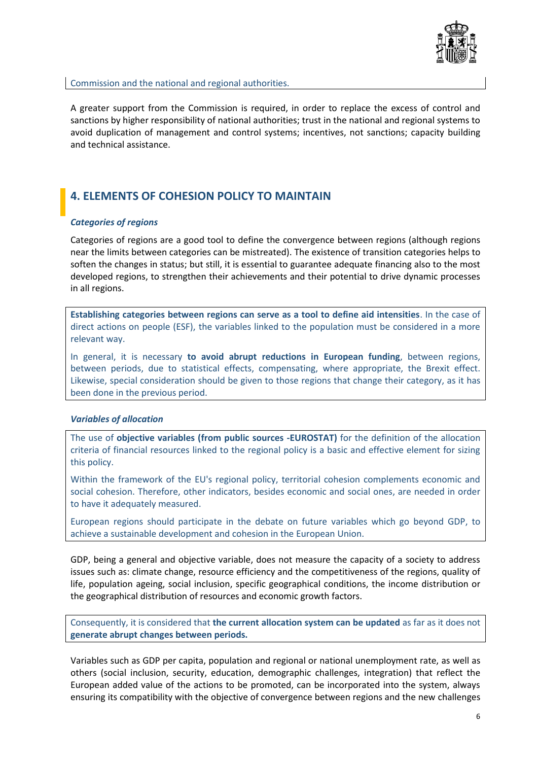Commission and the national and regional authorities.

A greater support from the Commission is required, in order to replace the excess of control and sanctions by higher responsibility of national authorities; trust in the national and regional systems to avoid duplication of management and control systems; incentives, not sanctions; capacity building and technical assistance.

## 4. ELEMENTS OF COHESION POLICY TO MAINTAIN

### *Categories of regions*

Categories of regions are a good tool to define the convergence between regions (although regions near the limits between categories can be mistreated). The existence of transition categories helps to soften the changes in status; but still, it is essential to guarantee adequate financing also to the most developed regions, to strengthen their achievements and their potential to drive dynamic processes in all regions.

**Establishing categories between regions can serve as a tool to define aid intensities**. In the case of direct actions on people (ESF), the variables linked to the population must be considered in a more relevant way.

In general, it is necessary **to avoid abrupt reductions in European funding**, between regions, between periods, due to statistical effects, compensating, where appropriate, the Brexit effect. Likewise, special consideration should be given to those regions that change their category, as it has been done in the previous period.

### *Variables of allocation*

The use of **objective variables (from public sources -EUROSTAT)** for the definition of the allocation criteria of financial resources linked to the regional policy is a basic and effective element for sizing this policy.

Within the framework of the EU's regional policy, territorial cohesion complements economic and social cohesion. Therefore, other indicators, besides economic and social ones, are needed in order to have it adequately measured.

European regions should participate in the debate on future variables which go beyond GDP, to achieve a sustainable development and cohesion in the European Union.

GDP, being a general and objective variable, does not measure the capacity of a society to address issues such as: climate change, resource efficiency and the competitiveness of the regions, quality of life, population ageing, social inclusion, specific geographical conditions, the income distribution or the geographical distribution of resources and economic growth factors.

Consequently, it is considered that **the current allocation system can be updated** as far as it does not **generate abrupt changes between periods.**

Variables such as GDP per capita, population and regional or national unemployment rate, as well as others (social inclusion, security, education, demographic challenges, integration) that reflect the European added value of the actions to be promoted, can be incorporated into the system, always ensuring its compatibility with the objective of convergence between regions and the new challenges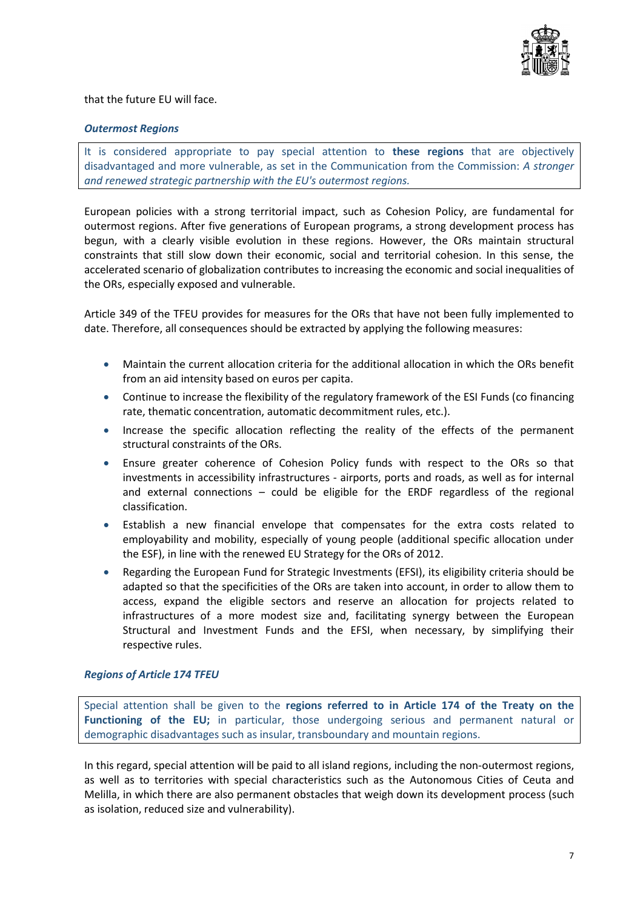that the future EU will face.

### *Outermost Regions*

It is considered appropriate to pay special attention to **these regions** that are objectively disadvantaged and more vulnerable, as set in the Communication from the Commission: *A stronger and renewed strategic partnership with the EU's outermost regions.*

European policies with a strong territorial impact, such as Cohesion Policy, are fundamental for outermost regions. After five generations of European programs, a strong development process has begun, with a clearly visible evolution in these regions. However, the ORs maintain structural constraints that still slow down their economic, social and territorial cohesion. In this sense, the accelerated scenario of globalization contributes to increasing the economic and social inequalities of the ORs, especially exposed and vulnerable.

Article 349 of the TFEU provides for measures for the ORs that have not been fully implemented to date. Therefore, all consequences should be extracted by applying the following measures:

- Maintain the current allocation criteria for the additional allocation in which the ORs benefit from an aid intensity based on euros per capita.
- Continue to increase the flexibility of the regulatory framework of the ESI Funds (co financing rate, thematic concentration, automatic decommitment rules, etc.).
- Increase the specific allocation reflecting the reality of the effects of the permanent structural constraints of the ORs.
- Ensure greater coherence of Cohesion Policy funds with respect to the ORs so that investments in accessibility infrastructures - airports, ports and roads, as well as for internal and external connections – could be eligible for the ERDF regardless of the regional classification.
- Establish a new financial envelope that compensates for the extra costs related to employability and mobility, especially of young people (additional specific allocation under the ESF), in line with the renewed EU Strategy for the ORs of 2012.
- Regarding the European Fund for Strategic Investments (EFSI), its eligibility criteria should be adapted so that the specificities of the ORs are taken into account, in order to allow them to access, expand the eligible sectors and reserve an allocation for projects related to infrastructures of a more modest size and, facilitating synergy between the European Structural and Investment Funds and the EFSI, when necessary, by simplifying their respective rules.

### *Regions of Article 174 TFEU*

Special attention shall be given to the **regions referred to in Article 174 of the Treaty on the Functioning of the EU;** in particular, those undergoing serious and permanent natural or demographic disadvantages such as insular, transboundary and mountain regions.

In this regard, special attention will be paid to all island regions, including the non-outermost regions, as well as to territories with special characteristics such as the Autonomous Cities of Ceuta and Melilla, in which there are also permanent obstacles that weigh down its development process (such as isolation, reduced size and vulnerability).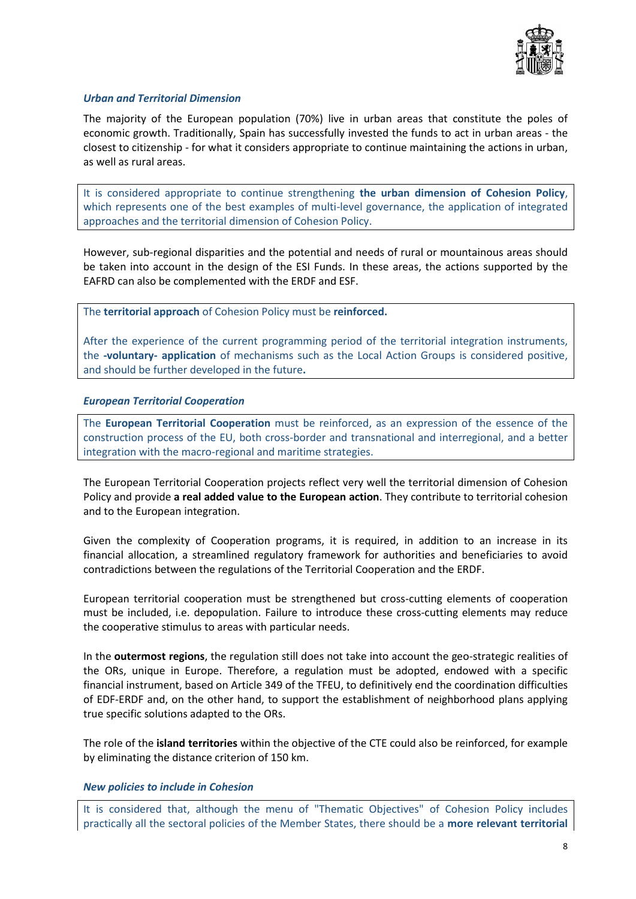### *Urban and Territorial Dimension*

The majority of the European population (70%) live in urban areas that constitute the poles of economic growth. Traditionally, Spain has successfully invested the funds to act in urban areas - the closest to citizenship - for what it considers appropriate to continue maintaining the actions in urban, as well as rural areas.

> It is considered appropriate to continue strengthening **the urban dimension of Cohesion Policy**, which represents one of the best examples of multi-level governance, the application of integrated approaches and the territorial dimension of Cohesion Policy.

However, sub-regional disparities and the potential and needs of rural or mountainous areas should be taken into account in the design of the ESI Funds. In these areas, the actions supported by the EAFRD can also be complemented with the ERDF and ESF.

> The **territorial approach** of Cohesion Policy must be **reinforced.**
>
> After the experience of the current programming period of the territorial integration instruments, the **-voluntary- application** of mechanisms such as the Local Action Groups is considered positive, and should be further developed in the future**.**

### *European Territorial Cooperation*

> The **European Territorial Cooperation** must be reinforced, as an expression of the essence of the construction process of the EU, both cross-border and transnational and interregional, and a better integration with the macro-regional and maritime strategies.

The European Territorial Cooperation projects reflect very well the territorial dimension of Cohesion Policy and provide **a real added value to the European action**. They contribute to territorial cohesion and to the European integration.

Given the complexity of Cooperation programs, it is required, in addition to an increase in its financial allocation, a streamlined regulatory framework for authorities and beneficiaries to avoid contradictions between the regulations of the Territorial Cooperation and the ERDF.

European territorial cooperation must be strengthened but cross-cutting elements of cooperation must be included, i.e. depopulation. Failure to introduce these cross-cutting elements may reduce the cooperative stimulus to areas with particular needs.

In the **outermost regions**, the regulation still does not take into account the geo-strategic realities of the ORs, unique in Europe. Therefore, a regulation must be adopted, endowed with a specific financial instrument, based on Article 349 of the TFEU, to definitively end the coordination difficulties of EDF-ERDF and, on the other hand, to support the establishment of neighborhood plans applying true specific solutions adapted to the ORs.

The role of the **island territories** within the objective of the CTE could also be reinforced, for example by eliminating the distance criterion of 150 km.

### *New policies to include in Cohesion*

> It is considered that, although the menu of "Thematic Objectives" of Cohesion Policy includes practically all the sectoral policies of the Member States, there should be a **more relevant territorial**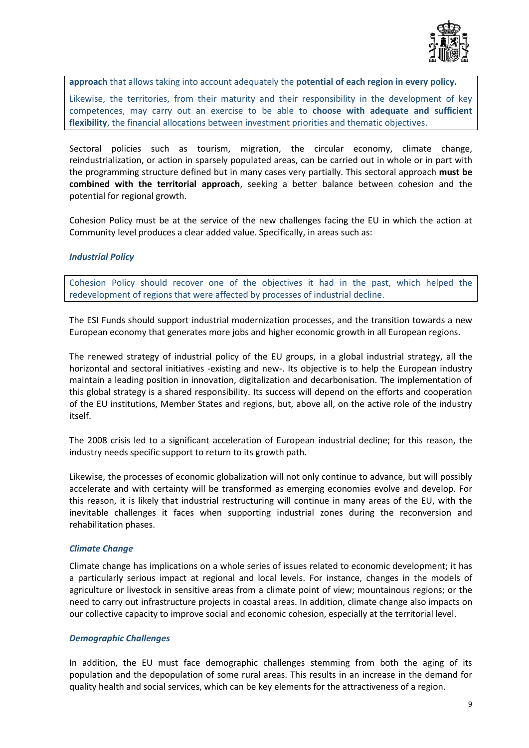**approach** that allows taking into account adequately the **potential of each region in every policy.**

Likewise, the territories, from their maturity and their responsibility in the development of key competences, may carry out an exercise to be able to **choose with adequate and sufficient flexibility**, the financial allocations between investment priorities and thematic objectives.

Sectoral policies such as tourism, migration, the circular economy, climate change, reindustrialization, or action in sparsely populated areas, can be carried out in whole or in part with the programming structure defined but in many cases very partially. This sectoral approach **must be combined with the territorial approach**, seeking a better balance between cohesion and the potential for regional growth.

Cohesion Policy must be at the service of the new challenges facing the EU in which the action at Community level produces a clear added value. Specifically, in areas such as:

***Industrial Policy***

Cohesion Policy should recover one of the objectives it had in the past, which helped the redevelopment of regions that were affected by processes of industrial decline.

The ESI Funds should support industrial modernization processes, and the transition towards a new European economy that generates more jobs and higher economic growth in all European regions.

The renewed strategy of industrial policy of the EU groups, in a global industrial strategy, all the horizontal and sectoral initiatives -existing and new-. Its objective is to help the European industry maintain a leading position in innovation, digitalization and decarbonisation. The implementation of this global strategy is a shared responsibility. Its success will depend on the efforts and cooperation of the EU institutions, Member States and regions, but, above all, on the active role of the industry itself.

The 2008 crisis led to a significant acceleration of European industrial decline; for this reason, the industry needs specific support to return to its growth path.

Likewise, the processes of economic globalization will not only continue to advance, but will possibly accelerate and with certainty will be transformed as emerging economies evolve and develop. For this reason, it is likely that industrial restructuring will continue in many areas of the EU, with the inevitable challenges it faces when supporting industrial zones during the reconversion and rehabilitation phases.

***Climate Change***

Climate change has implications on a whole series of issues related to economic development; it has a particularly serious impact at regional and local levels. For instance, changes in the models of agriculture or livestock in sensitive areas from a climate point of view; mountainous regions; or the need to carry out infrastructure projects in coastal areas. In addition, climate change also impacts on our collective capacity to improve social and economic cohesion, especially at the territorial level.

***Demographic Challenges***

In addition, the EU must face demographic challenges stemming from both the aging of its population and the depopulation of some rural areas. This results in an increase in the demand for quality health and social services, which can be key elements for the attractiveness of a region.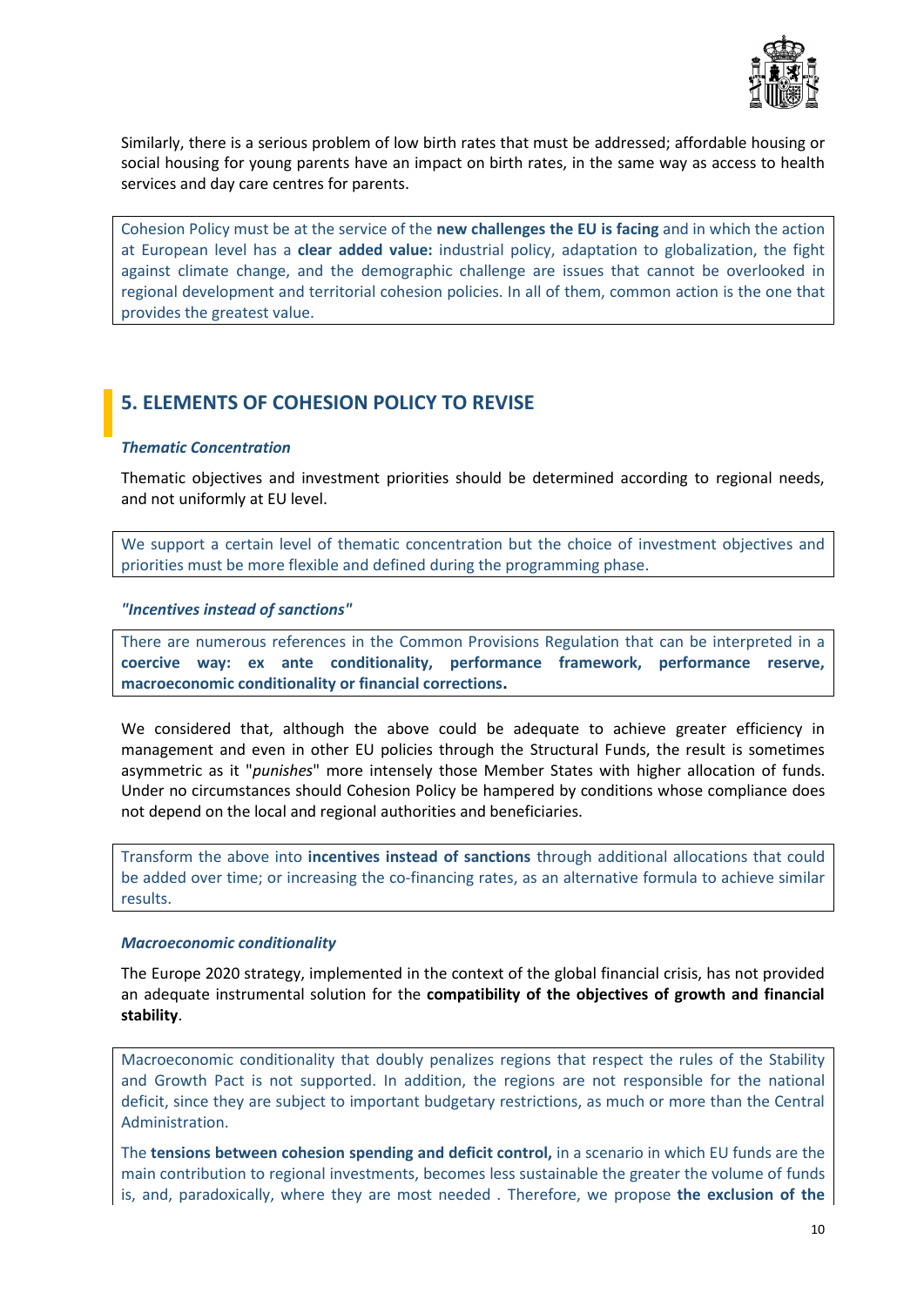Similarly, there is a serious problem of low birth rates that must be addressed; affordable housing or social housing for young parents have an impact on birth rates, in the same way as access to health services and day care centres for parents.

Cohesion Policy must be at the service of the **new challenges the EU is facing** and in which the action at European level has a **clear added value:** industrial policy, adaptation to globalization, the fight against climate change, and the demographic challenge are issues that cannot be overlooked in regional development and territorial cohesion policies. In all of them, common action is the one that provides the greatest value.

## 5. ELEMENTS OF COHESION POLICY TO REVISE

### *Thematic Concentration*

Thematic objectives and investment priorities should be determined according to regional needs, and not uniformly at EU level.

We support a certain level of thematic concentration but the choice of investment objectives and priorities must be more flexible and defined during the programming phase.

### *"Incentives instead of sanctions"*

There are numerous references in the Common Provisions Regulation that can be interpreted in a **coercive way: ex ante conditionality, performance framework, performance reserve, macroeconomic conditionality or financial corrections.**

We considered that, although the above could be adequate to achieve greater efficiency in management and even in other EU policies through the Structural Funds, the result is sometimes asymmetric as it "*punishes*" more intensely those Member States with higher allocation of funds. Under no circumstances should Cohesion Policy be hampered by conditions whose compliance does not depend on the local and regional authorities and beneficiaries.

Transform the above into **incentives instead of sanctions** through additional allocations that could be added over time; or increasing the co-financing rates, as an alternative formula to achieve similar results.

### *Macroeconomic conditionality*

The Europe 2020 strategy, implemented in the context of the global financial crisis, has not provided an adequate instrumental solution for the **compatibility of the objectives of growth and financial stability**.

Macroeconomic conditionality that doubly penalizes regions that respect the rules of the Stability and Growth Pact is not supported. In addition, the regions are not responsible for the national deficit, since they are subject to important budgetary restrictions, as much or more than the Central Administration.

The **tensions between cohesion spending and deficit control,** in a scenario in which EU funds are the main contribution to regional investments, becomes less sustainable the greater the volume of funds is, and, paradoxically, where they are most needed . Therefore, we propose **the exclusion of the**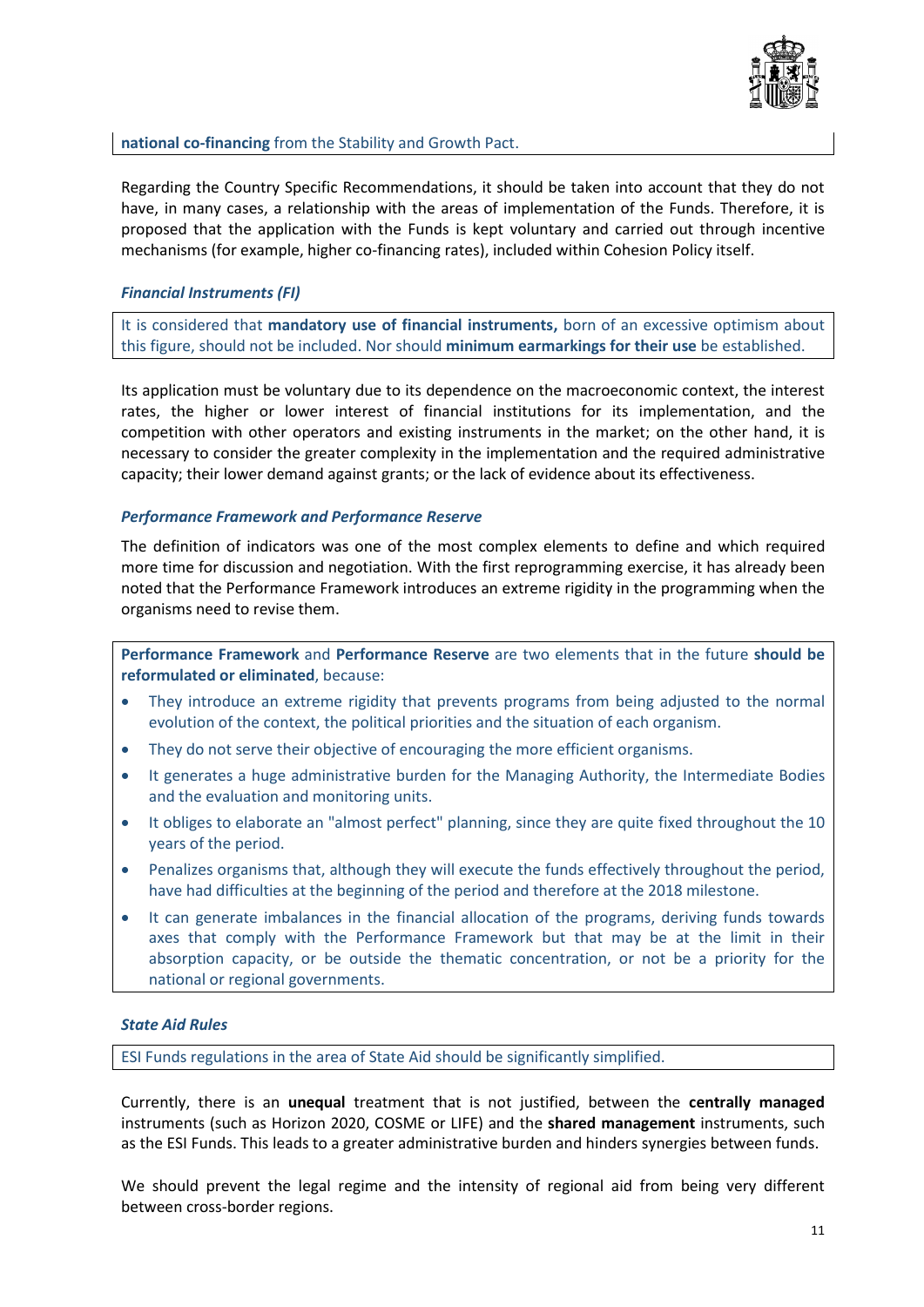**national co-financing** from the Stability and Growth Pact.

Regarding the Country Specific Recommendations, it should be taken into account that they do not have, in many cases, a relationship with the areas of implementation of the Funds. Therefore, it is proposed that the application with the Funds is kept voluntary and carried out through incentive mechanisms (for example, higher co-financing rates), included within Cohesion Policy itself.

### *Financial Instruments (FI)*

It is considered that **mandatory use of financial instruments,** born of an excessive optimism about this figure, should not be included. Nor should **minimum earmarkings for their use** be established.

Its application must be voluntary due to its dependence on the macroeconomic context, the interest rates, the higher or lower interest of financial institutions for its implementation, and the competition with other operators and existing instruments in the market; on the other hand, it is necessary to consider the greater complexity in the implementation and the required administrative capacity; their lower demand against grants; or the lack of evidence about its effectiveness.

### *Performance Framework and Performance Reserve*

The definition of indicators was one of the most complex elements to define and which required more time for discussion and negotiation. With the first reprogramming exercise, it has already been noted that the Performance Framework introduces an extreme rigidity in the programming when the organisms need to revise them.

**Performance Framework** and **Performance Reserve** are two elements that in the future **should be reformulated or eliminated**, because:

- They introduce an extreme rigidity that prevents programs from being adjusted to the normal evolution of the context, the political priorities and the situation of each organism.
- They do not serve their objective of encouraging the more efficient organisms.
- It generates a huge administrative burden for the Managing Authority, the Intermediate Bodies and the evaluation and monitoring units.
- It obliges to elaborate an "almost perfect" planning, since they are quite fixed throughout the 10 years of the period.
- Penalizes organisms that, although they will execute the funds effectively throughout the period, have had difficulties at the beginning of the period and therefore at the 2018 milestone.
- It can generate imbalances in the financial allocation of the programs, deriving funds towards axes that comply with the Performance Framework but that may be at the limit in their absorption capacity, or be outside the thematic concentration, or not be a priority for the national or regional governments.

### *State Aid Rules*

ESI Funds regulations in the area of State Aid should be significantly simplified.

Currently, there is an **unequal** treatment that is not justified, between the **centrally managed** instruments (such as Horizon 2020, COSME or LIFE) and the **shared management** instruments, such as the ESI Funds. This leads to a greater administrative burden and hinders synergies between funds.

We should prevent the legal regime and the intensity of regional aid from being very different between cross-border regions.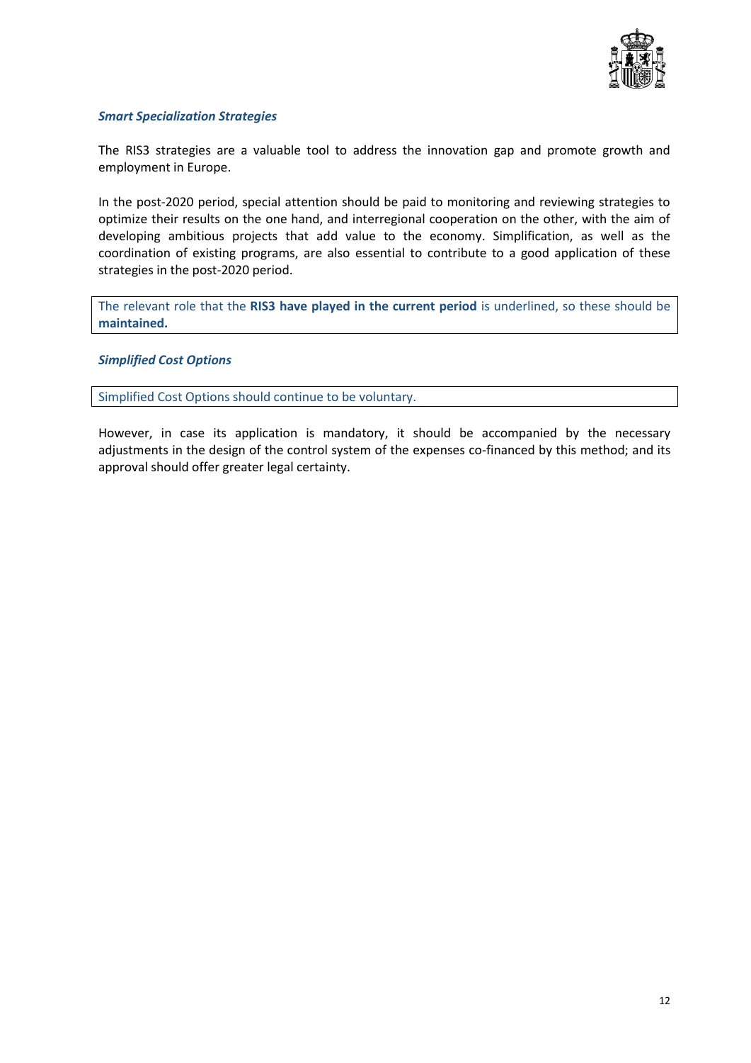### *Smart Specialization Strategies*

The RIS3 strategies are a valuable tool to address the innovation gap and promote growth and employment in Europe.

In the post-2020 period, special attention should be paid to monitoring and reviewing strategies to optimize their results on the one hand, and interregional cooperation on the other, with the aim of developing ambitious projects that add value to the economy. Simplification, as well as the coordination of existing programs, are also essential to contribute to a good application of these strategies in the post-2020 period.

> The relevant role that the **RIS3 have played in the current period** is underlined, so these should be **maintained.**

### *Simplified Cost Options*

> Simplified Cost Options should continue to be voluntary.

However, in case its application is mandatory, it should be accompanied by the necessary adjustments in the design of the control system of the expenses co-financed by this method; and its approval should offer greater legal certainty.